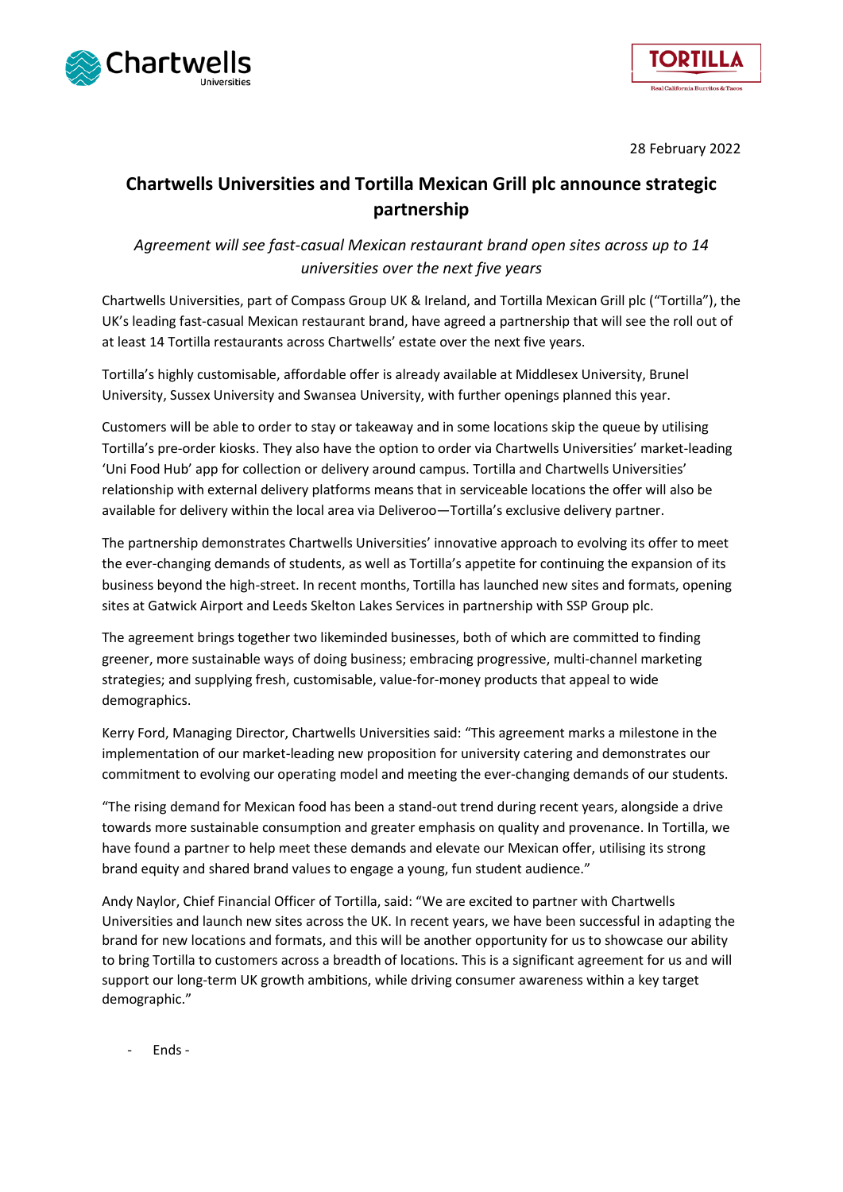28 February 2022

# Chartwells Universities and Tortilla Mexican Grill plc announce strategic partnership

*Agreement will see fast-casual Mexican restaurant brand open sites across up to 14 universities over the next five years*

Chartwells Universities, part of Compass Group UK & Ireland, and Tortilla Mexican Grill plc ("Tortilla"), the UK's leading fast-casual Mexican restaurant brand, have agreed a partnership that will see the roll out of at least 14 Tortilla restaurants across Chartwells' estate over the next five years.

Tortilla's highly customisable, affordable offer is already available at Middlesex University, Brunel University, Sussex University and Swansea University, with further openings planned this year.

Customers will be able to order to stay or takeaway and in some locations skip the queue by utilising Tortilla's pre-order kiosks. They also have the option to order via Chartwells Universities' market-leading 'Uni Food Hub' app for collection or delivery around campus. Tortilla and Chartwells Universities' relationship with external delivery platforms means that in serviceable locations the offer will also be available for delivery within the local area via Deliveroo—Tortilla's exclusive delivery partner.

The partnership demonstrates Chartwells Universities' innovative approach to evolving its offer to meet the ever-changing demands of students, as well as Tortilla's appetite for continuing the expansion of its business beyond the high-street. In recent months, Tortilla has launched new sites and formats, opening sites at Gatwick Airport and Leeds Skelton Lakes Services in partnership with SSP Group plc.

The agreement brings together two likeminded businesses, both of which are committed to finding greener, more sustainable ways of doing business; embracing progressive, multi-channel marketing strategies; and supplying fresh, customisable, value-for-money products that appeal to wide demographics.

Kerry Ford, Managing Director, Chartwells Universities said: "This agreement marks a milestone in the implementation of our market-leading new proposition for university catering and demonstrates our commitment to evolving our operating model and meeting the ever-changing demands of our students.

"The rising demand for Mexican food has been a stand-out trend during recent years, alongside a drive towards more sustainable consumption and greater emphasis on quality and provenance. In Tortilla, we have found a partner to help meet these demands and elevate our Mexican offer, utilising its strong brand equity and shared brand values to engage a young, fun student audience."

Andy Naylor, Chief Financial Officer of Tortilla, said: "We are excited to partner with Chartwells Universities and launch new sites across the UK. In recent years, we have been successful in adapting the brand for new locations and formats, and this will be another opportunity for us to showcase our ability to bring Tortilla to customers across a breadth of locations. This is a significant agreement for us and will support our long-term UK growth ambitions, while driving consumer awareness within a key target demographic."

- Ends -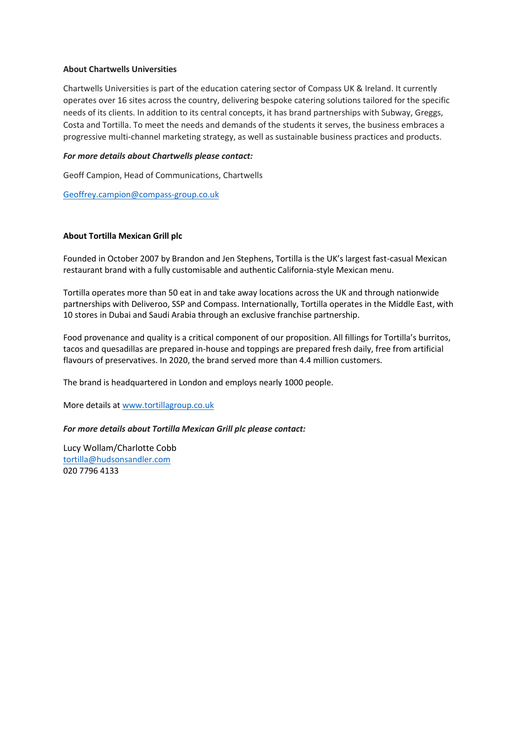**About Chartwells Universities**

Chartwells Universities is part of the education catering sector of Compass UK & Ireland. It currently operates over 16 sites across the country, delivering bespoke catering solutions tailored for the specific needs of its clients. In addition to its central concepts, it has brand partnerships with Subway, Greggs, Costa and Tortilla. To meet the needs and demands of the students it serves, the business embraces a progressive multi-channel marketing strategy, as well as sustainable business practices and products.

***For more details about Chartwells please contact:***

Geoff Campion, Head of Communications, Chartwells

Geoffrey.campion@compass-group.co.uk

**About Tortilla Mexican Grill plc**

Founded in October 2007 by Brandon and Jen Stephens, Tortilla is the UK's largest fast-casual Mexican restaurant brand with a fully customisable and authentic California-style Mexican menu.

Tortilla operates more than 50 eat in and take away locations across the UK and through nationwide partnerships with Deliveroo, SSP and Compass. Internationally, Tortilla operates in the Middle East, with 10 stores in Dubai and Saudi Arabia through an exclusive franchise partnership.

Food provenance and quality is a critical component of our proposition. All fillings for Tortilla's burritos, tacos and quesadillas are prepared in-house and toppings are prepared fresh daily, free from artificial flavours of preservatives. In 2020, the brand served more than 4.4 million customers.

The brand is headquartered in London and employs nearly 1000 people.

More details at www.tortillagroup.co.uk

***For more details about Tortilla Mexican Grill plc please contact:***

Lucy Wollam/Charlotte Cobb
tortilla@hudsonsandler.com
020 7796 4133